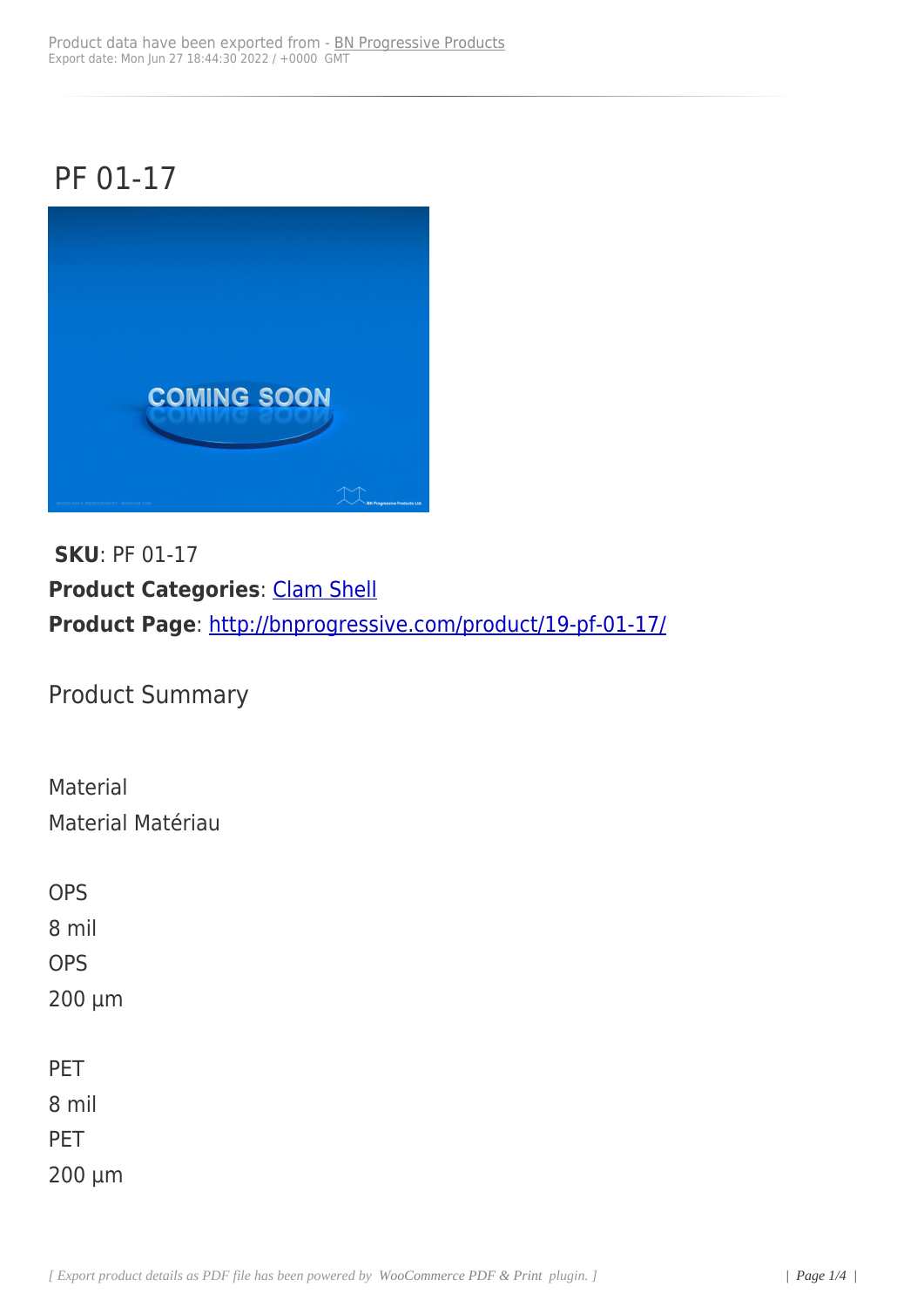# PF 01-17

**SKU**: PF 01-17
**Product Categories**: Clam Shell
**Product Page**: http://bnprogressive.com/product/19-pf-01-17/

## Product Summary

Material
Material Matériau

OPS
8 mil
OPS
200 µm

PET
8 mil
PET
200 µm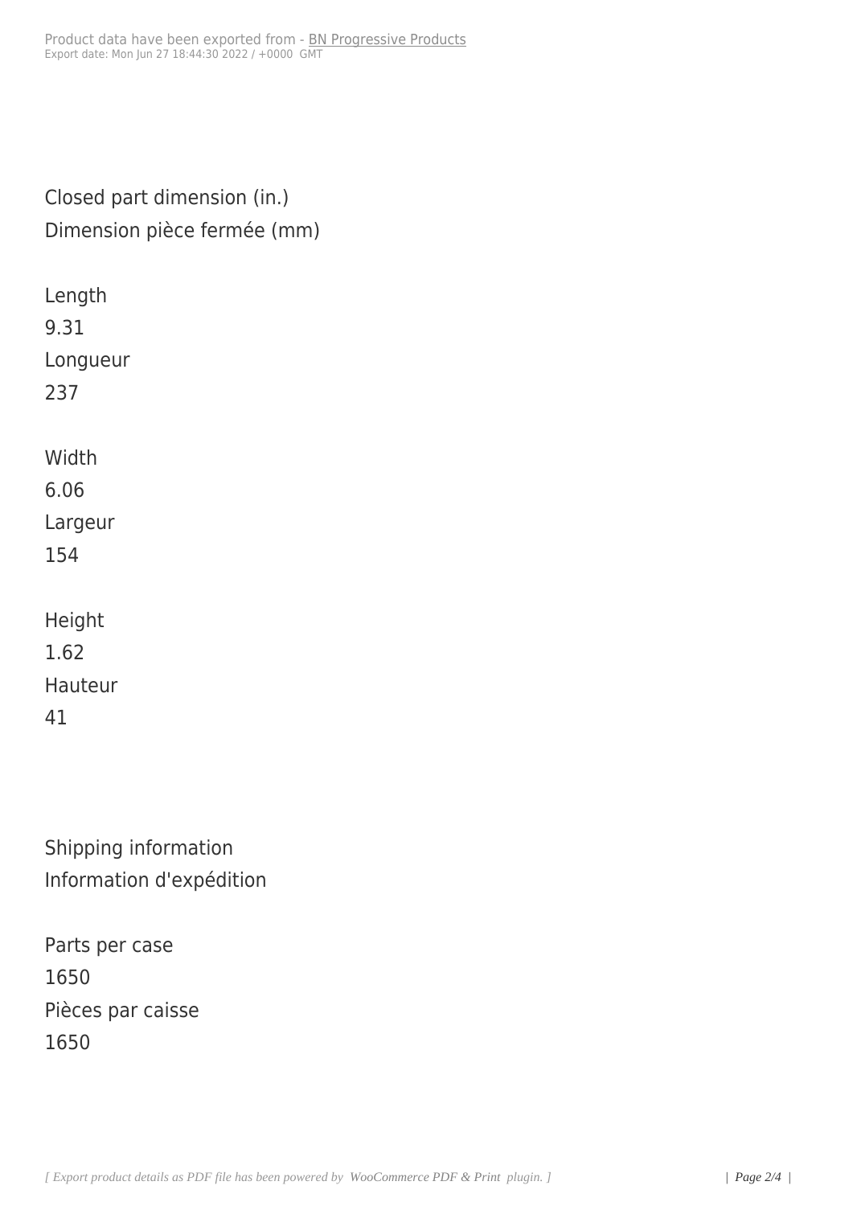Closed part dimension (in.)
Dimension pièce fermée (mm)

Length
9.31
Longueur
237

Width
6.06
Largeur
154

Height
1.62
Hauteur
41

Shipping information
Information d'expédition

Parts per case
1650
Pièces par caisse
1650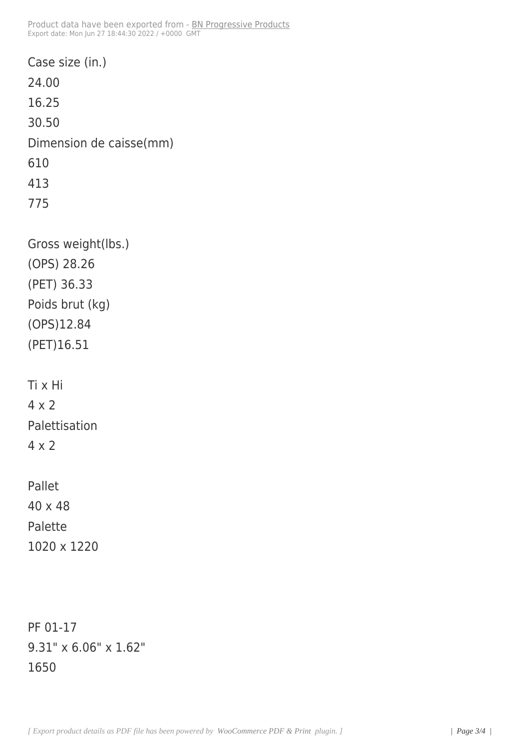Case size (in.)

24.00

16.25

30.50

Dimension de caisse(mm)

610

413

775

Gross weight(lbs.)

(OPS) 28.26

(PET) 36.33

Poids brut (kg)

(OPS)12.84

(PET)16.51

Ti x Hi

4 x 2

Palettisation

4 x 2

Pallet

40 x 48

Palette

1020 x 1220

PF 01-17

9.31" x 6.06" x 1.62"

1650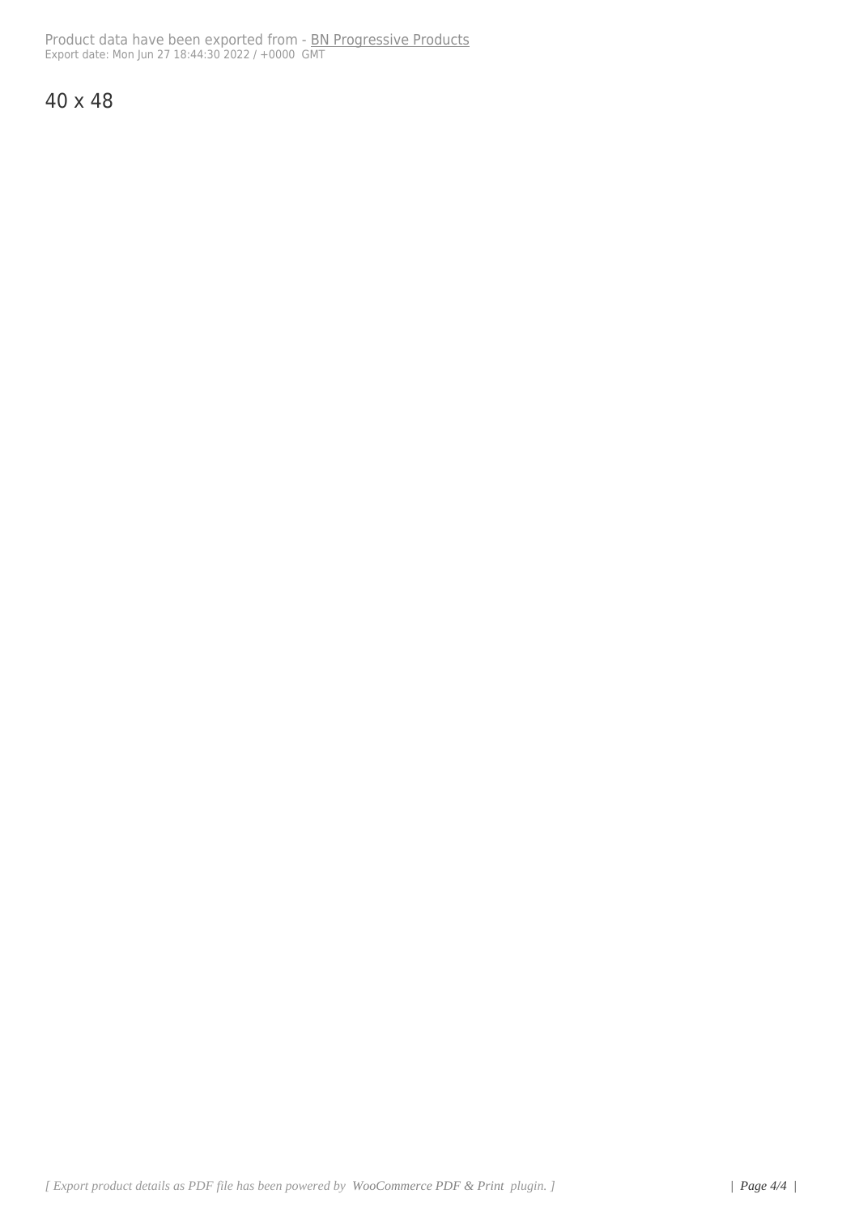40 x 48